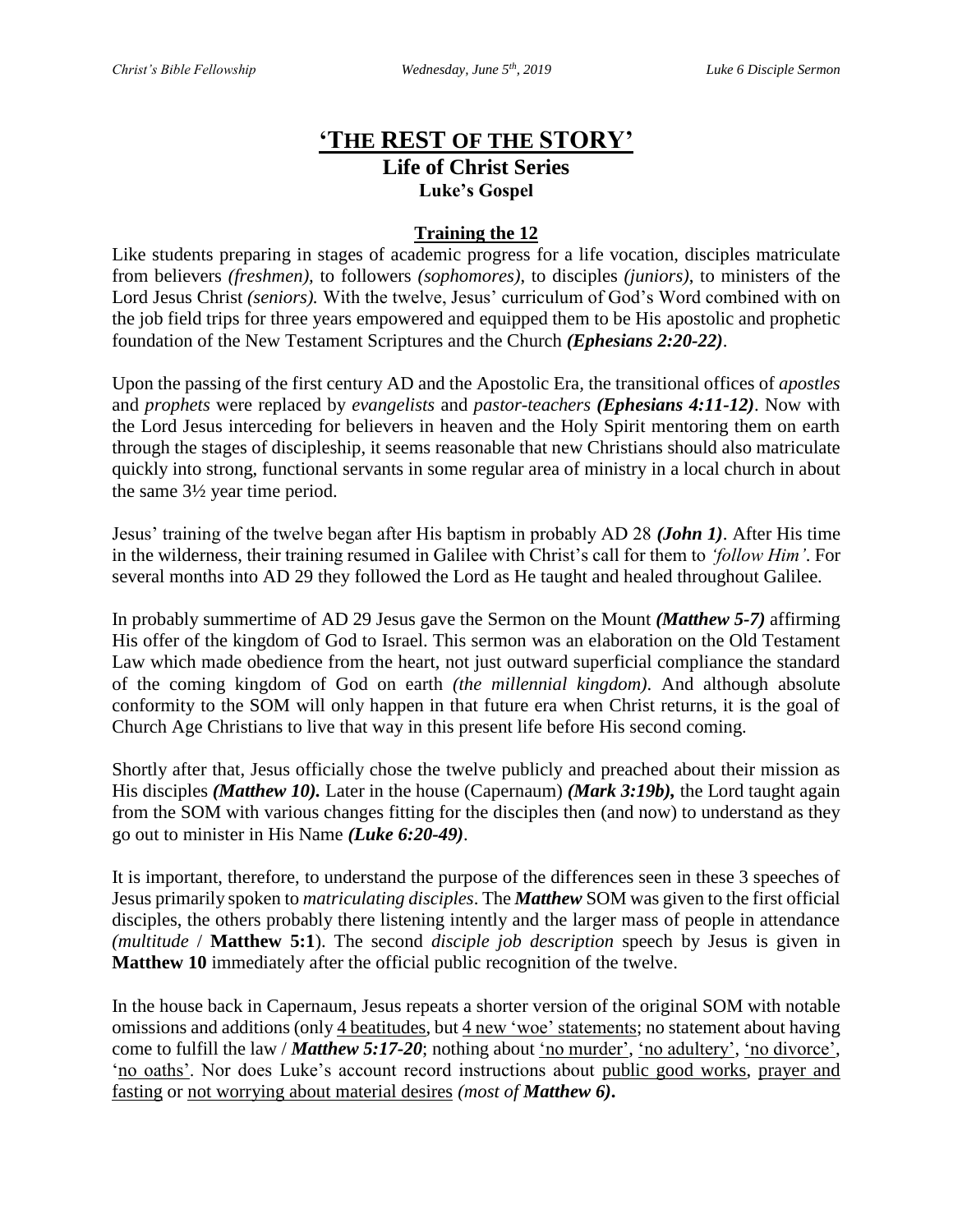# 'THE REST OF THE STORY'

## Life of Christ Series

### Luke's Gospel

**Training the 12**

Like students preparing in stages of academic progress for a life vocation, disciples matriculate from believers *(freshmen)*, to followers *(sophomores)*, to disciples *(juniors)*, to ministers of the Lord Jesus Christ *(seniors).* With the twelve, Jesus' curriculum of God's Word combined with on the job field trips for three years empowered and equipped them to be His apostolic and prophetic foundation of the New Testament Scriptures and the Church ***(Ephesians 2:20-22)***.

Upon the passing of the first century AD and the Apostolic Era, the transitional offices of *apostles* and *prophets* were replaced by *evangelists* and *pastor-teachers* ***(Ephesians 4:11-12)***. Now with the Lord Jesus interceding for believers in heaven and the Holy Spirit mentoring them on earth through the stages of discipleship, it seems reasonable that new Christians should also matriculate quickly into strong, functional servants in some regular area of ministry in a local church in about the same 3½ year time period.

Jesus' training of the twelve began after His baptism in probably AD 28 ***(John 1)***. After His time in the wilderness, their training resumed in Galilee with Christ's call for them to *'follow Him'*. For several months into AD 29 they followed the Lord as He taught and healed throughout Galilee.

In probably summertime of AD 29 Jesus gave the Sermon on the Mount ***(Matthew 5-7)*** affirming His offer of the kingdom of God to Israel. This sermon was an elaboration on the Old Testament Law which made obedience from the heart, not just outward superficial compliance the standard of the coming kingdom of God on earth *(the millennial kingdom)*. And although absolute conformity to the SOM will only happen in that future era when Christ returns, it is the goal of Church Age Christians to live that way in this present life before His second coming.

Shortly after that, Jesus officially chose the twelve publicly and preached about their mission as His disciples ***(Matthew 10).*** Later in the house (Capernaum) ***(Mark 3:19b),*** the Lord taught again from the SOM with various changes fitting for the disciples then (and now) to understand as they go out to minister in His Name ***(Luke 6:20-49)***.

It is important, therefore, to understand the purpose of the differences seen in these 3 speeches of Jesus primarily spoken to *matriculating disciples*. The ***Matthew*** SOM was given to the first official disciples, the others probably there listening intently and the larger mass of people in attendance *(multitude* / **Matthew 5:1**). The second *disciple job description* speech by Jesus is given in **Matthew 10** immediately after the official public recognition of the twelve.

In the house back in Capernaum, Jesus repeats a shorter version of the original SOM with notable omissions and additions (only 4 beatitudes, but 4 new 'woe' statements; no statement about having come to fulfill the law / ***Matthew 5:17-20***; nothing about 'no murder', 'no adultery', 'no divorce', 'no oaths'. Nor does Luke's account record instructions about public good works, prayer and fasting or not worrying about material desires *(most of **Matthew 6**)***.**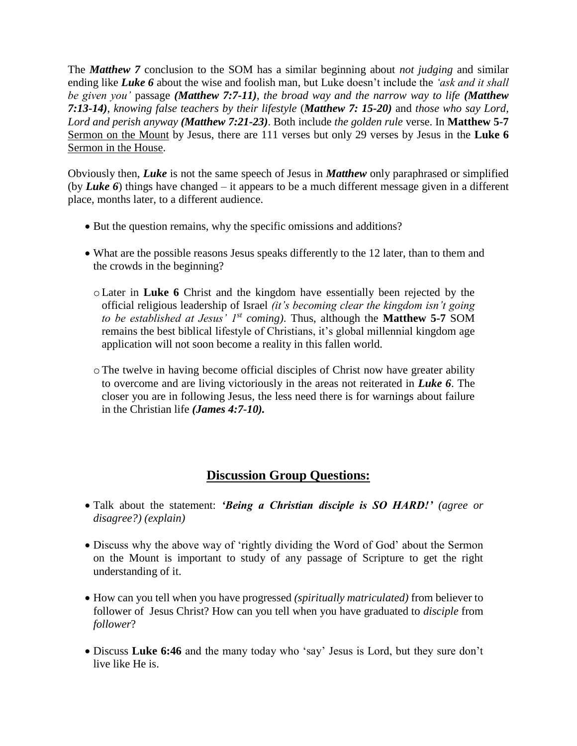The ***Matthew 7*** conclusion to the SOM has a similar beginning about *not judging* and similar ending like ***Luke 6*** about the wise and foolish man, but Luke doesn't include the *'ask and it shall be given you'* passage ***(Matthew 7:7-11)***, *the broad way and the narrow way to life* ***(Matthew 7:13-14)***, *knowing false teachers by their lifestyle* (***Matthew 7: 15-20)*** and *those who say Lord, Lord and perish anyway* ***(Matthew 7:21-23)***. Both include *the golden rule* verse. In **Matthew 5-7** Sermon on the Mount by Jesus, there are 111 verses but only 29 verses by Jesus in the **Luke 6** Sermon in the House.

Obviously then, ***Luke*** is not the same speech of Jesus in ***Matthew*** only paraphrased or simplified (by ***Luke 6***) things have changed – it appears to be a much different message given in a different place, months later, to a different audience.

- But the question remains, why the specific omissions and additions?
- What are the possible reasons Jesus speaks differently to the 12 later, than to them and the crowds in the beginning?
  - Later in **Luke 6** Christ and the kingdom have essentially been rejected by the official religious leadership of Israel *(it's becoming clear the kingdom isn't going to be established at Jesus' 1st coming)*. Thus, although the **Matthew 5-7** SOM remains the best biblical lifestyle of Christians, it's global millennial kingdom age application will not soon become a reality in this fallen world.
  - The twelve in having become official disciples of Christ now have greater ability to overcome and are living victoriously in the areas not reiterated in ***Luke 6***. The closer you are in following Jesus, the less need there is for warnings about failure in the Christian life ***(James 4:7-10).***

## Discussion Group Questions:

- Talk about the statement: ***'Being a Christian disciple is SO HARD!'*** *(agree or disagree?) (explain)*
- Discuss why the above way of 'rightly dividing the Word of God' about the Sermon on the Mount is important to study of any passage of Scripture to get the right understanding of it.
- How can you tell when you have progressed *(spiritually matriculated)* from believer to follower of Jesus Christ? How can you tell when you have graduated to *disciple* from *follower*?
- Discuss **Luke 6:46** and the many today who 'say' Jesus is Lord, but they sure don't live like He is.